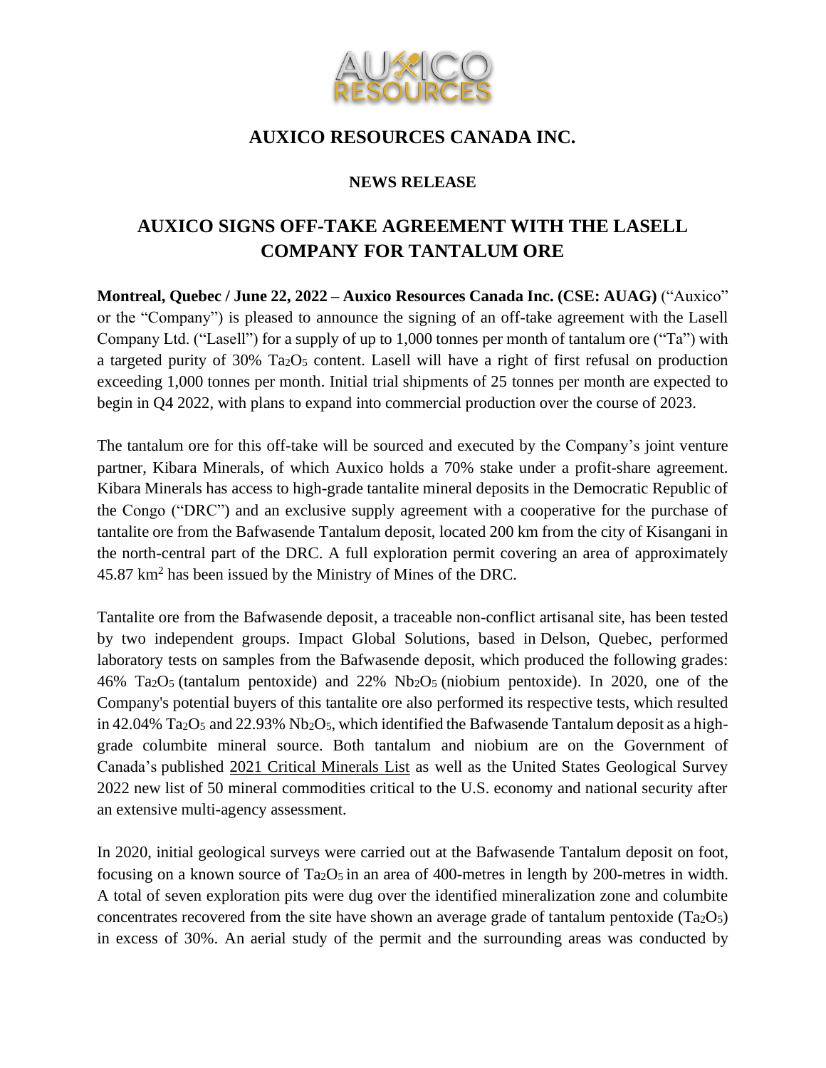# AUXICO RESOURCES CANADA INC.

**NEWS RELEASE**

## AUXICO SIGNS OFF-TAKE AGREEMENT WITH THE LASELL COMPANY FOR TANTALUM ORE

**Montreal, Quebec / June 22, 2022 – Auxico Resources Canada Inc. (CSE: AUAG)** ("Auxico" or the "Company") is pleased to announce the signing of an off-take agreement with the Lasell Company Ltd. ("Lasell") for a supply of up to 1,000 tonnes per month of tantalum ore ("Ta") with a targeted purity of 30% $Ta_2O_5$ content. Lasell will have a right of first refusal on production exceeding 1,000 tonnes per month. Initial trial shipments of 25 tonnes per month are expected to begin in Q4 2022, with plans to expand into commercial production over the course of 2023.

The tantalum ore for this off-take will be sourced and executed by the Company's joint venture partner, Kibara Minerals, of which Auxico holds a 70% stake under a profit-share agreement. Kibara Minerals has access to high-grade tantalite mineral deposits in the Democratic Republic of the Congo ("DRC") and an exclusive supply agreement with a cooperative for the purchase of tantalite ore from the Bafwasende Tantalum deposit, located 200 km from the city of Kisangani in the north-central part of the DRC. A full exploration permit covering an area of approximately 45.87 $km^2$ has been issued by the Ministry of Mines of the DRC.

Tantalite ore from the Bafwasende deposit, a traceable non-conflict artisanal site, has been tested by two independent groups. Impact Global Solutions, based in Delson, Quebec, performed laboratory tests on samples from the Bafwasende deposit, which produced the following grades: 46% $Ta_2O_5$ (tantalum pentoxide) and 22% $Nb_2O_5$ (niobium pentoxide). In 2020, one of the Company's potential buyers of this tantalite ore also performed its respective tests, which resulted in 42.04% $Ta_2O_5$ and 22.93% $Nb_2O_5$, which identified the Bafwasende Tantalum deposit as a high-grade columbite mineral source. Both tantalum and niobium are on the Government of Canada's published 2021 Critical Minerals List as well as the United States Geological Survey 2022 new list of 50 mineral commodities critical to the U.S. economy and national security after an extensive multi-agency assessment.

In 2020, initial geological surveys were carried out at the Bafwasende Tantalum deposit on foot, focusing on a known source of $Ta_2O_5$ in an area of 400-metres in length by 200-metres in width. A total of seven exploration pits were dug over the identified mineralization zone and columbite concentrates recovered from the site have shown an average grade of tantalum pentoxide ($Ta_2O_5$) in excess of 30%. An aerial study of the permit and the surrounding areas was conducted by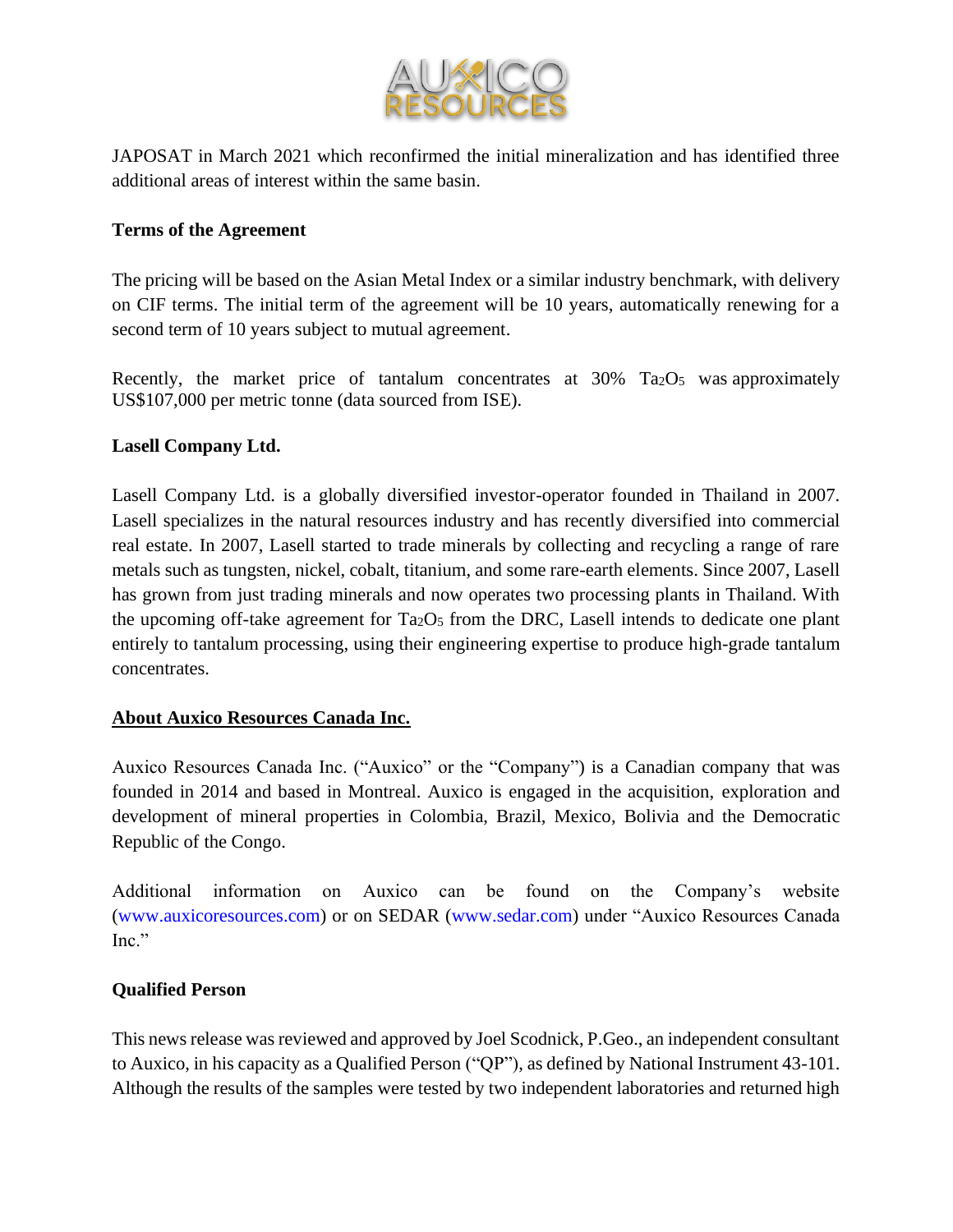JAPOSAT in March 2021 which reconfirmed the initial mineralization and has identified three additional areas of interest within the same basin.

**Terms of the Agreement**

The pricing will be based on the Asian Metal Index or a similar industry benchmark, with delivery on CIF terms. The initial term of the agreement will be 10 years, automatically renewing for a second term of 10 years subject to mutual agreement.

Recently, the market price of tantalum concentrates at 30% $Ta_2O_5$ was approximately US$107,000 per metric tonne (data sourced from ISE).

**Lasell Company Ltd.**

Lasell Company Ltd. is a globally diversified investor-operator founded in Thailand in 2007. Lasell specializes in the natural resources industry and has recently diversified into commercial real estate. In 2007, Lasell started to trade minerals by collecting and recycling a range of rare metals such as tungsten, nickel, cobalt, titanium, and some rare-earth elements. Since 2007, Lasell has grown from just trading minerals and now operates two processing plants in Thailand. With the upcoming off-take agreement for $Ta_2O_5$ from the DRC, Lasell intends to dedicate one plant entirely to tantalum processing, using their engineering expertise to produce high-grade tantalum concentrates.

**About Auxico Resources Canada Inc.**

Auxico Resources Canada Inc. ("Auxico" or the "Company") is a Canadian company that was founded in 2014 and based in Montreal. Auxico is engaged in the acquisition, exploration and development of mineral properties in Colombia, Brazil, Mexico, Bolivia and the Democratic Republic of the Congo.

Additional information on Auxico can be found on the Company's website (www.auxicoresources.com) or on SEDAR (www.sedar.com) under "Auxico Resources Canada Inc."

**Qualified Person**

This news release was reviewed and approved by Joel Scodnick, P.Geo., an independent consultant to Auxico, in his capacity as a Qualified Person ("QP"), as defined by National Instrument 43-101. Although the results of the samples were tested by two independent laboratories and returned high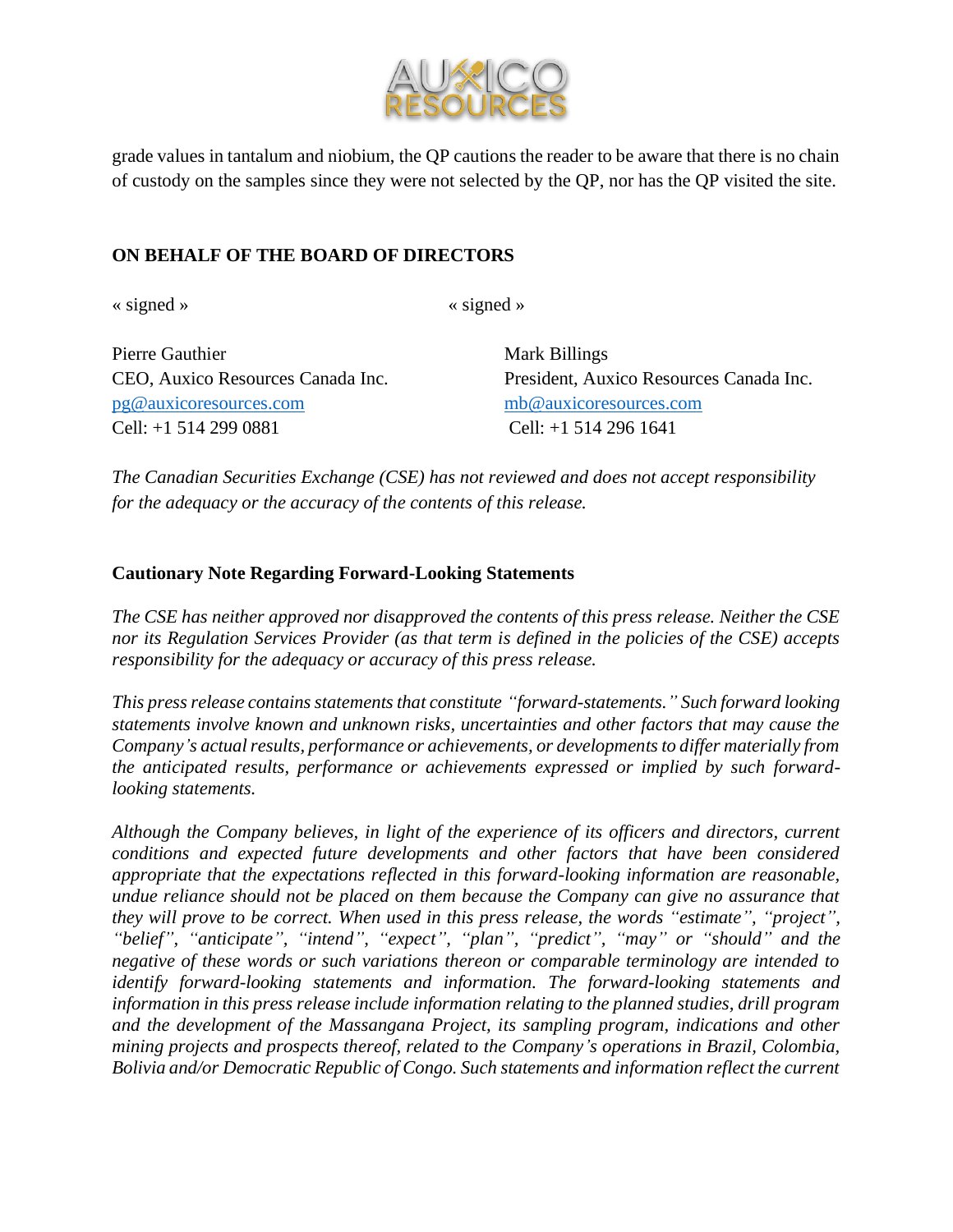grade values in tantalum and niobium, the QP cautions the reader to be aware that there is no chain of custody on the samples since they were not selected by the QP, nor has the QP visited the site.

**ON BEHALF OF THE BOARD OF DIRECTORS**

« signed »

Pierre Gauthier
CEO, Auxico Resources Canada Inc.
pg@auxicoresources.com
Cell: +1 514 299 0881

« signed »

Mark Billings
President, Auxico Resources Canada Inc.
mb@auxicoresources.com
Cell: +1 514 296 1641

*The Canadian Securities Exchange (CSE) has not reviewed and does not accept responsibility for the adequacy or the accuracy of the contents of this release.*

**Cautionary Note Regarding Forward-Looking Statements**

*The CSE has neither approved nor disapproved the contents of this press release. Neither the CSE nor its Regulation Services Provider (as that term is defined in the policies of the CSE) accepts responsibility for the adequacy or accuracy of this press release.*

*This press release contains statements that constitute "forward-statements." Such forward looking statements involve known and unknown risks, uncertainties and other factors that may cause the Company's actual results, performance or achievements, or developments to differ materially from the anticipated results, performance or achievements expressed or implied by such forward-looking statements.*

*Although the Company believes, in light of the experience of its officers and directors, current conditions and expected future developments and other factors that have been considered appropriate that the expectations reflected in this forward-looking information are reasonable, undue reliance should not be placed on them because the Company can give no assurance that they will prove to be correct. When used in this press release, the words "estimate", "project", "belief", "anticipate", "intend", "expect", "plan", "predict", "may" or "should" and the negative of these words or such variations thereon or comparable terminology are intended to identify forward-looking statements and information. The forward-looking statements and information in this press release include information relating to the planned studies, drill program and the development of the Massangana Project, its sampling program, indications and other mining projects and prospects thereof, related to the Company's operations in Brazil, Colombia, Bolivia and/or Democratic Republic of Congo. Such statements and information reflect the current*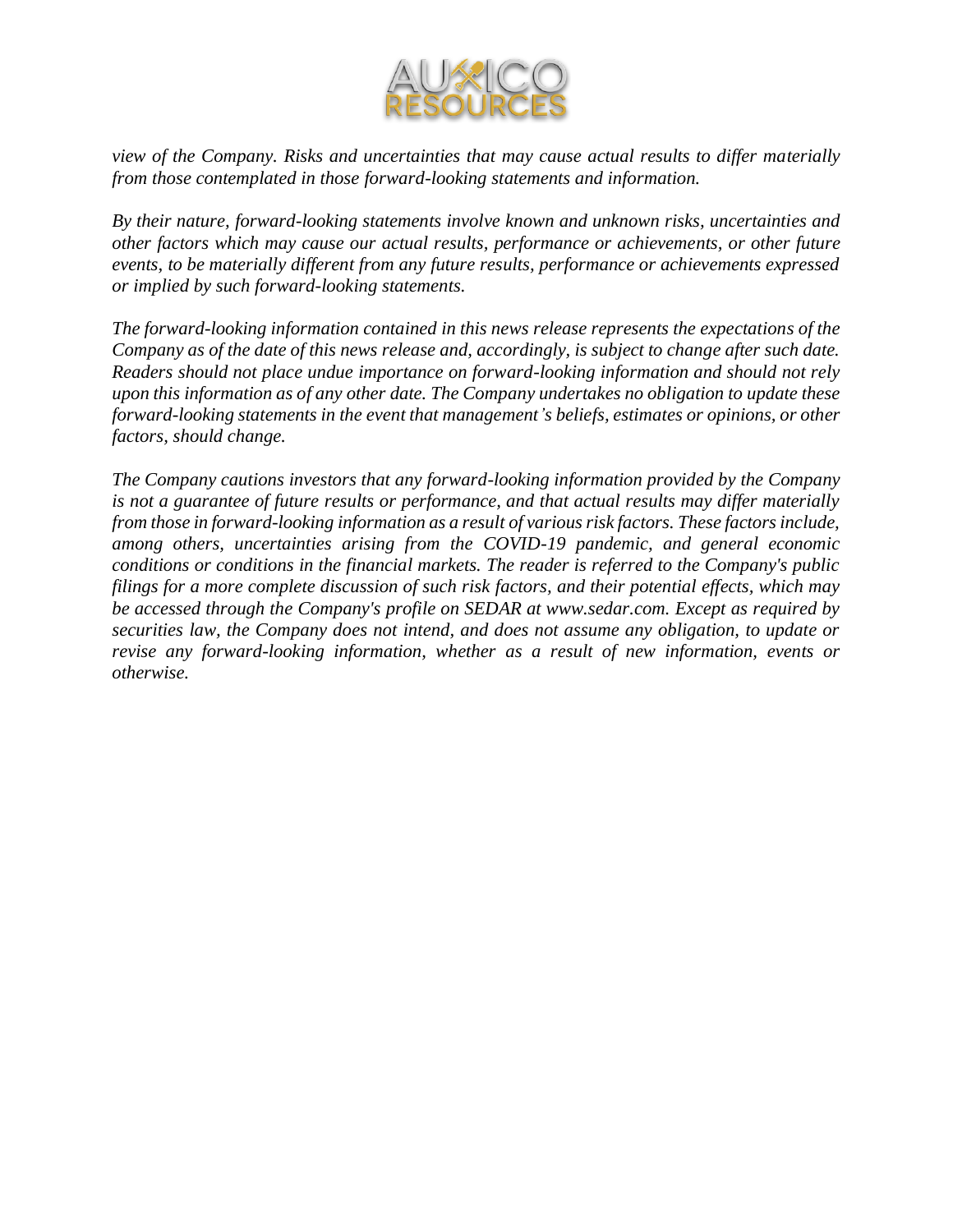*view of the Company. Risks and uncertainties that may cause actual results to differ materially from those contemplated in those forward-looking statements and information.*

*By their nature, forward-looking statements involve known and unknown risks, uncertainties and other factors which may cause our actual results, performance or achievements, or other future events, to be materially different from any future results, performance or achievements expressed or implied by such forward-looking statements.*

*The forward-looking information contained in this news release represents the expectations of the Company as of the date of this news release and, accordingly, is subject to change after such date. Readers should not place undue importance on forward-looking information and should not rely upon this information as of any other date. The Company undertakes no obligation to update these forward-looking statements in the event that management's beliefs, estimates or opinions, or other factors, should change.*

*The Company cautions investors that any forward-looking information provided by the Company is not a guarantee of future results or performance, and that actual results may differ materially from those in forward-looking information as a result of various risk factors. These factors include, among others, uncertainties arising from the COVID-19 pandemic, and general economic conditions or conditions in the financial markets. The reader is referred to the Company's public filings for a more complete discussion of such risk factors, and their potential effects, which may be accessed through the Company's profile on SEDAR at www.sedar.com. Except as required by securities law, the Company does not intend, and does not assume any obligation, to update or revise any forward-looking information, whether as a result of new information, events or otherwise.*